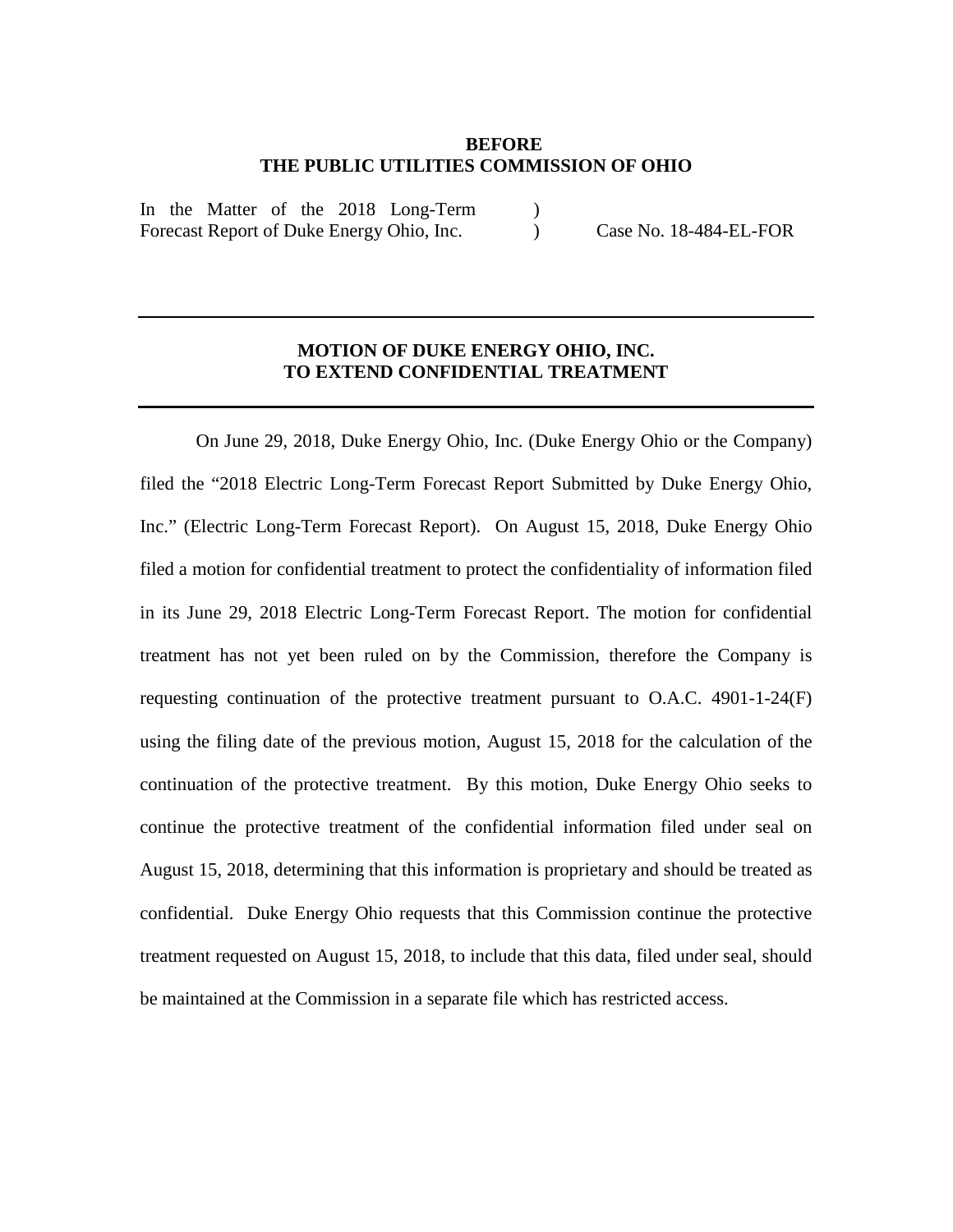**BEFORE**
**THE PUBLIC UTILITIES COMMISSION OF OHIO**

| | | |
|---|---|---|
| In the Matter of the 2018 Long-Term Forecast Report of Duke Energy Ohio, Inc. | ) ) | Case No. 18-484-EL-FOR |

---

## MOTION OF DUKE ENERGY OHIO, INC. TO EXTEND CONFIDENTIAL TREATMENT

---

On June 29, 2018, Duke Energy Ohio, Inc. (Duke Energy Ohio or the Company) filed the "2018 Electric Long-Term Forecast Report Submitted by Duke Energy Ohio, Inc." (Electric Long-Term Forecast Report). On August 15, 2018, Duke Energy Ohio filed a motion for confidential treatment to protect the confidentiality of information filed in its June 29, 2018 Electric Long-Term Forecast Report. The motion for confidential treatment has not yet been ruled on by the Commission, therefore the Company is requesting continuation of the protective treatment pursuant to O.A.C. 4901-1-24(F) using the filing date of the previous motion, August 15, 2018 for the calculation of the continuation of the protective treatment. By this motion, Duke Energy Ohio seeks to continue the protective treatment of the confidential information filed under seal on August 15, 2018, determining that this information is proprietary and should be treated as confidential. Duke Energy Ohio requests that this Commission continue the protective treatment requested on August 15, 2018, to include that this data, filed under seal, should be maintained at the Commission in a separate file which has restricted access.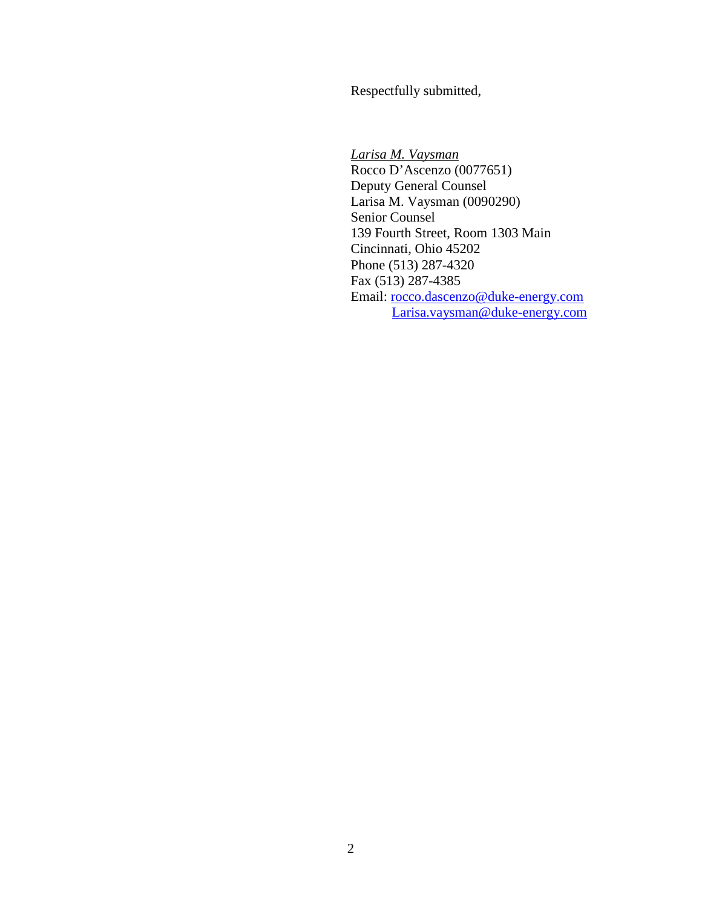Respectfully submitted,

*Larisa M. Vaysman*
Rocco D'Ascenzo (0077651)
Deputy General Counsel
Larisa M. Vaysman (0090290)
Senior Counsel
139 Fourth Street, Room 1303 Main
Cincinnati, Ohio 45202
Phone (513) 287-4320
Fax (513) 287-4385
Email: rocco.dascenzo@duke-energy.com
Larisa.vaysman@duke-energy.com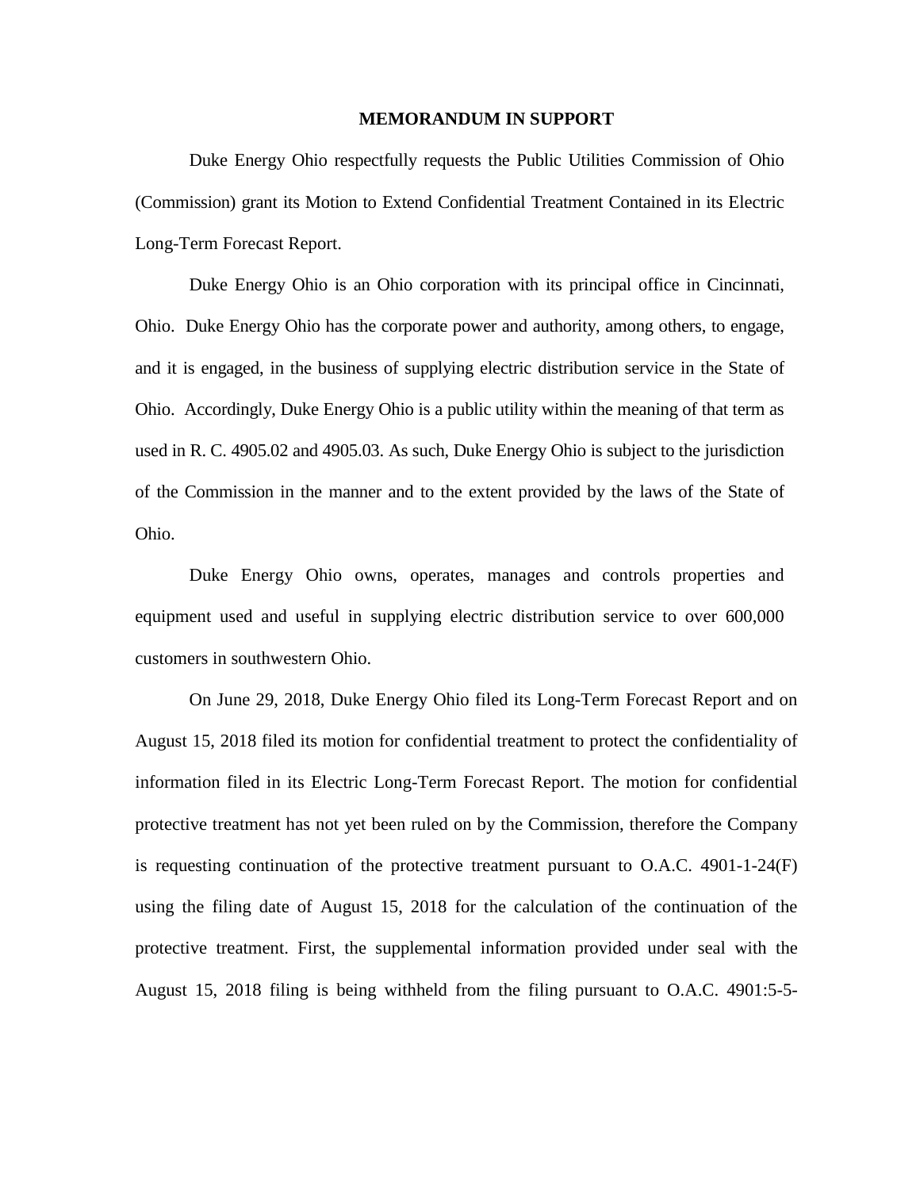**MEMORANDUM IN SUPPORT**

Duke Energy Ohio respectfully requests the Public Utilities Commission of Ohio (Commission) grant its Motion to Extend Confidential Treatment Contained in its Electric Long-Term Forecast Report.

Duke Energy Ohio is an Ohio corporation with its principal office in Cincinnati, Ohio. Duke Energy Ohio has the corporate power and authority, among others, to engage, and it is engaged, in the business of supplying electric distribution service in the State of Ohio. Accordingly, Duke Energy Ohio is a public utility within the meaning of that term as used in R. C. 4905.02 and 4905.03. As such, Duke Energy Ohio is subject to the jurisdiction of the Commission in the manner and to the extent provided by the laws of the State of Ohio.

Duke Energy Ohio owns, operates, manages and controls properties and equipment used and useful in supplying electric distribution service to over 600,000 customers in southwestern Ohio.

On June 29, 2018, Duke Energy Ohio filed its Long-Term Forecast Report and on August 15, 2018 filed its motion for confidential treatment to protect the confidentiality of information filed in its Electric Long-Term Forecast Report. The motion for confidential protective treatment has not yet been ruled on by the Commission, therefore the Company is requesting continuation of the protective treatment pursuant to O.A.C. 4901-1-24(F) using the filing date of August 15, 2018 for the calculation of the continuation of the protective treatment. First, the supplemental information provided under seal with the August 15, 2018 filing is being withheld from the filing pursuant to O.A.C. 4901:5-5-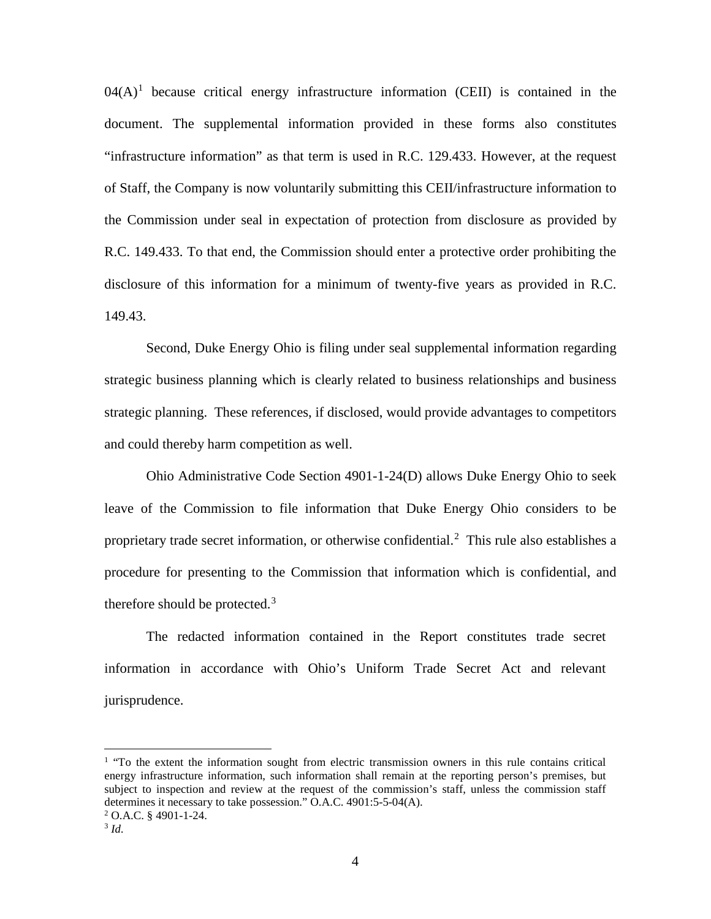04(A)[1] because critical energy infrastructure information (CEII) is contained in the document. The supplemental information provided in these forms also constitutes "infrastructure information" as that term is used in R.C. 129.433. However, at the request of Staff, the Company is now voluntarily submitting this CEII/infrastructure information to the Commission under seal in expectation of protection from disclosure as provided by R.C. 149.433. To that end, the Commission should enter a protective order prohibiting the disclosure of this information for a minimum of twenty-five years as provided in R.C. 149.43.

Second, Duke Energy Ohio is filing under seal supplemental information regarding strategic business planning which is clearly related to business relationships and business strategic planning. These references, if disclosed, would provide advantages to competitors and could thereby harm competition as well.

Ohio Administrative Code Section 4901-1-24(D) allows Duke Energy Ohio to seek leave of the Commission to file information that Duke Energy Ohio considers to be proprietary trade secret information, or otherwise confidential.[2] This rule also establishes a procedure for presenting to the Commission that information which is confidential, and therefore should be protected.[3]

The redacted information contained in the Report constitutes trade secret information in accordance with Ohio's Uniform Trade Secret Act and relevant jurisprudence.

---

[1] "To the extent the information sought from electric transmission owners in this rule contains critical energy infrastructure information, such information shall remain at the reporting person's premises, but subject to inspection and review at the request of the commission's staff, unless the commission staff determines it necessary to take possession." O.A.C. 4901:5-5-04(A).

[2] O.A.C. § 4901-1-24.

[3] *Id.*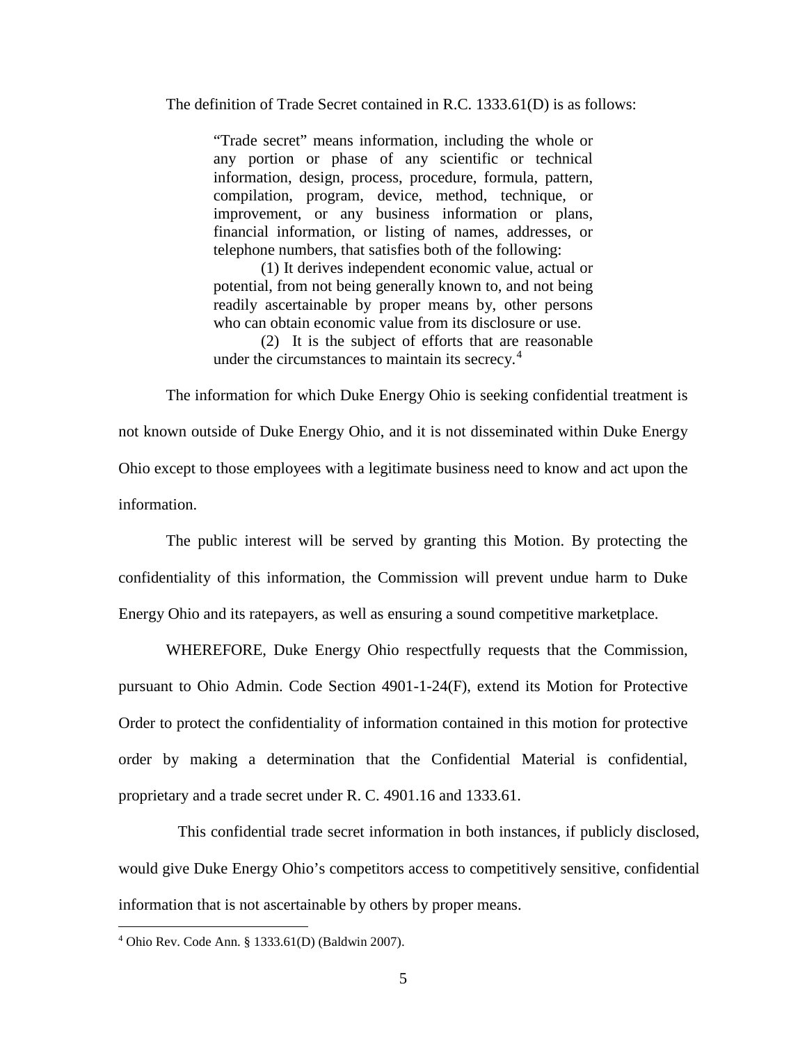The definition of Trade Secret contained in R.C. 1333.61(D) is as follows:

> "Trade secret" means information, including the whole or any portion or phase of any scientific or technical information, design, process, procedure, formula, pattern, compilation, program, device, method, technique, or improvement, or any business information or plans, financial information, or listing of names, addresses, or telephone numbers, that satisfies both of the following:
>
> (1) It derives independent economic value, actual or potential, from not being generally known to, and not being readily ascertainable by proper means by, other persons who can obtain economic value from its disclosure or use.
>
> (2) It is the subject of efforts that are reasonable under the circumstances to maintain its secrecy.[4]

The information for which Duke Energy Ohio is seeking confidential treatment is not known outside of Duke Energy Ohio, and it is not disseminated within Duke Energy Ohio except to those employees with a legitimate business need to know and act upon the information.

The public interest will be served by granting this Motion. By protecting the confidentiality of this information, the Commission will prevent undue harm to Duke Energy Ohio and its ratepayers, as well as ensuring a sound competitive marketplace.

WHEREFORE, Duke Energy Ohio respectfully requests that the Commission, pursuant to Ohio Admin. Code Section 4901-1-24(F), extend its Motion for Protective Order to protect the confidentiality of information contained in this motion for protective order by making a determination that the Confidential Material is confidential, proprietary and a trade secret under R. C. 4901.16 and 1333.61.

This confidential trade secret information in both instances, if publicly disclosed, would give Duke Energy Ohio's competitors access to competitively sensitive, confidential information that is not ascertainable by others by proper means.

---

[4] Ohio Rev. Code Ann. § 1333.61(D) (Baldwin 2007).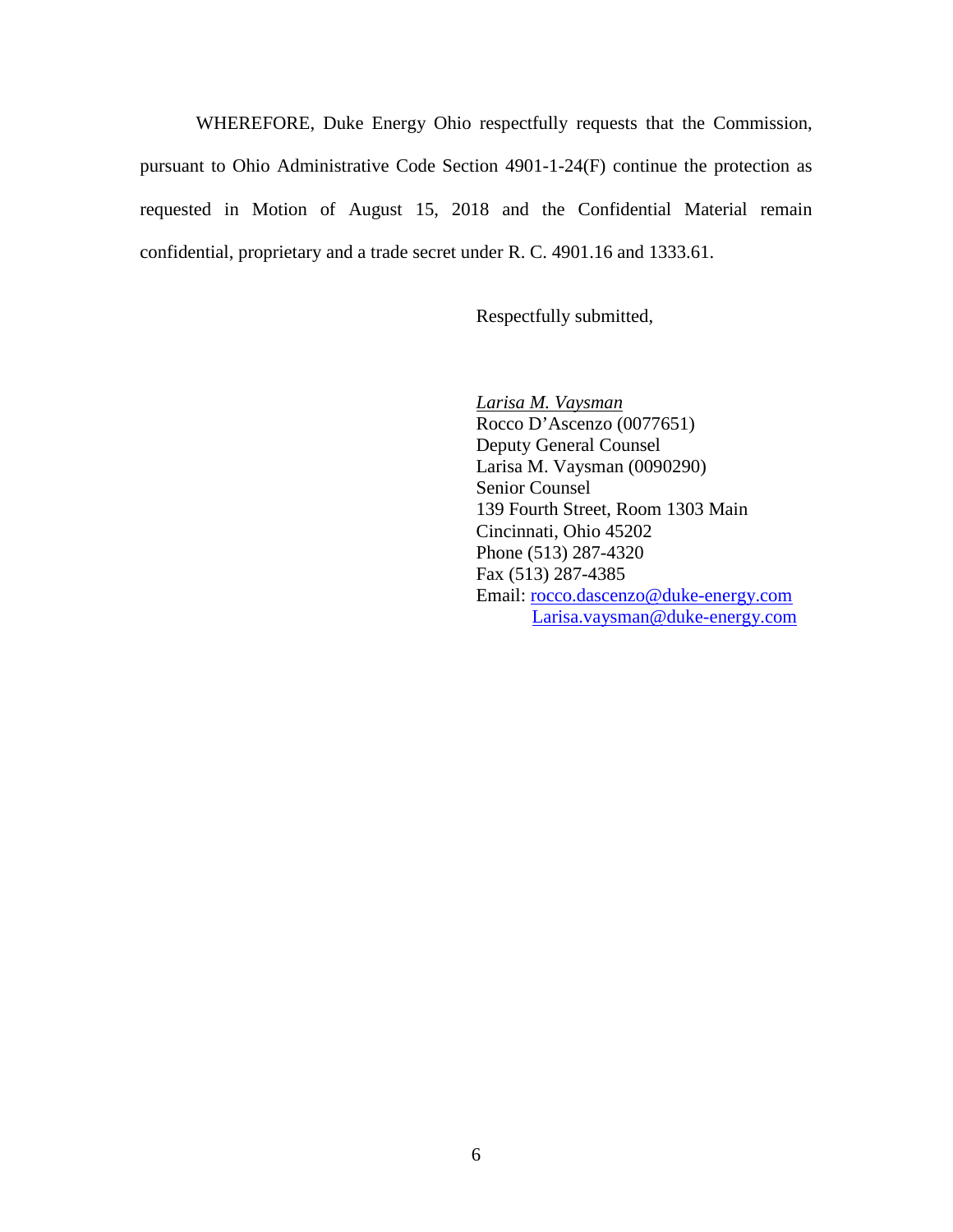WHEREFORE, Duke Energy Ohio respectfully requests that the Commission, pursuant to Ohio Administrative Code Section 4901-1-24(F) continue the protection as requested in Motion of August 15, 2018 and the Confidential Material remain confidential, proprietary and a trade secret under R. C. 4901.16 and 1333.61.

Respectfully submitted,

*Larisa M. Vaysman*
Rocco D'Ascenzo (0077651)
Deputy General Counsel
Larisa M. Vaysman (0090290)
Senior Counsel
139 Fourth Street, Room 1303 Main
Cincinnati, Ohio 45202
Phone (513) 287-4320
Fax (513) 287-4385
Email: rocco.dascenzo@duke-energy.com
Larisa.vaysman@duke-energy.com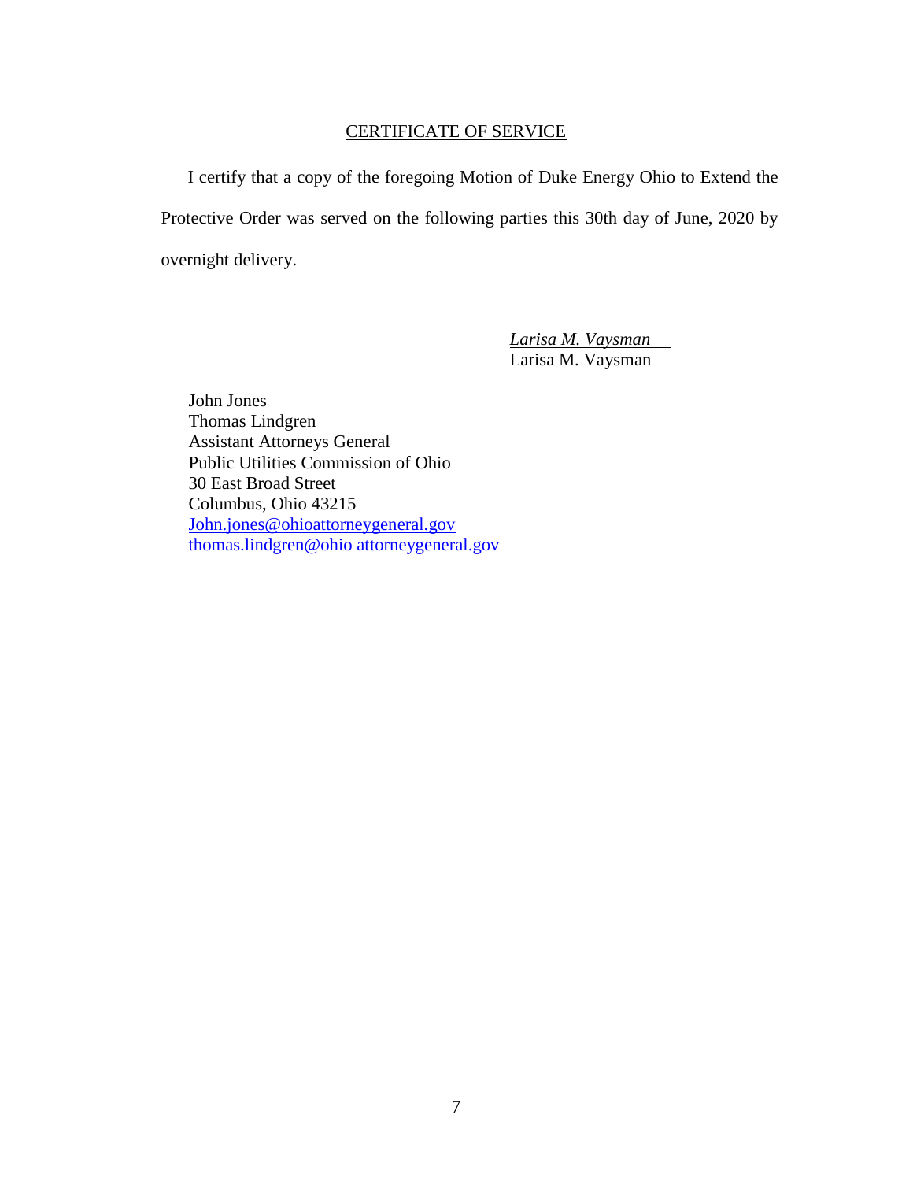## CERTIFICATE OF SERVICE

I certify that a copy of the foregoing Motion of Duke Energy Ohio to Extend the Protective Order was served on the following parties this 30th day of June, 2020 by overnight delivery.

*Larisa M. Vaysman*
Larisa M. Vaysman

John Jones
Thomas Lindgren
Assistant Attorneys General
Public Utilities Commission of Ohio
30 East Broad Street
Columbus, Ohio 43215
John.jones@ohioattorneygeneral.gov
thomas.lindgren@ohio attorneygeneral.gov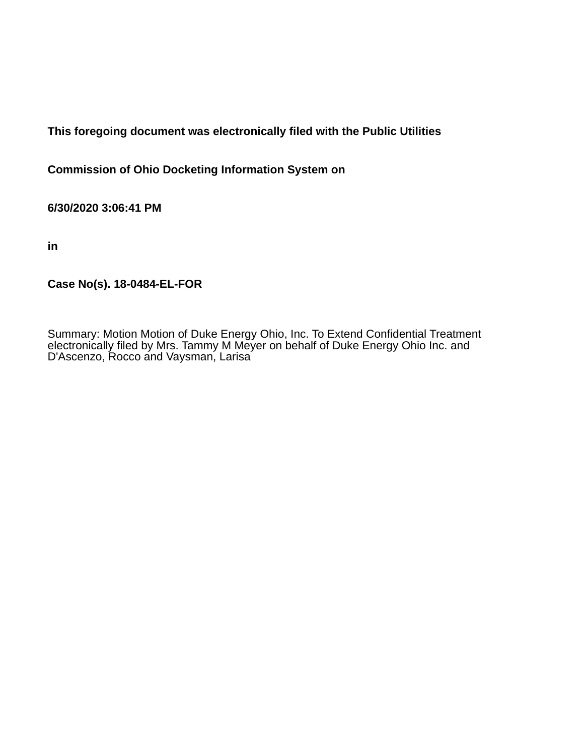**This foregoing document was electronically filed with the Public Utilities**

**Commission of Ohio Docketing Information System on**

**6/30/2020 3:06:41 PM**

**in**

**Case No(s). 18-0484-EL-FOR**

Summary: Motion Motion of Duke Energy Ohio, Inc. To Extend Confidential Treatment electronically filed by Mrs. Tammy M Meyer on behalf of Duke Energy Ohio Inc. and D'Ascenzo, Rocco and Vaysman, Larisa